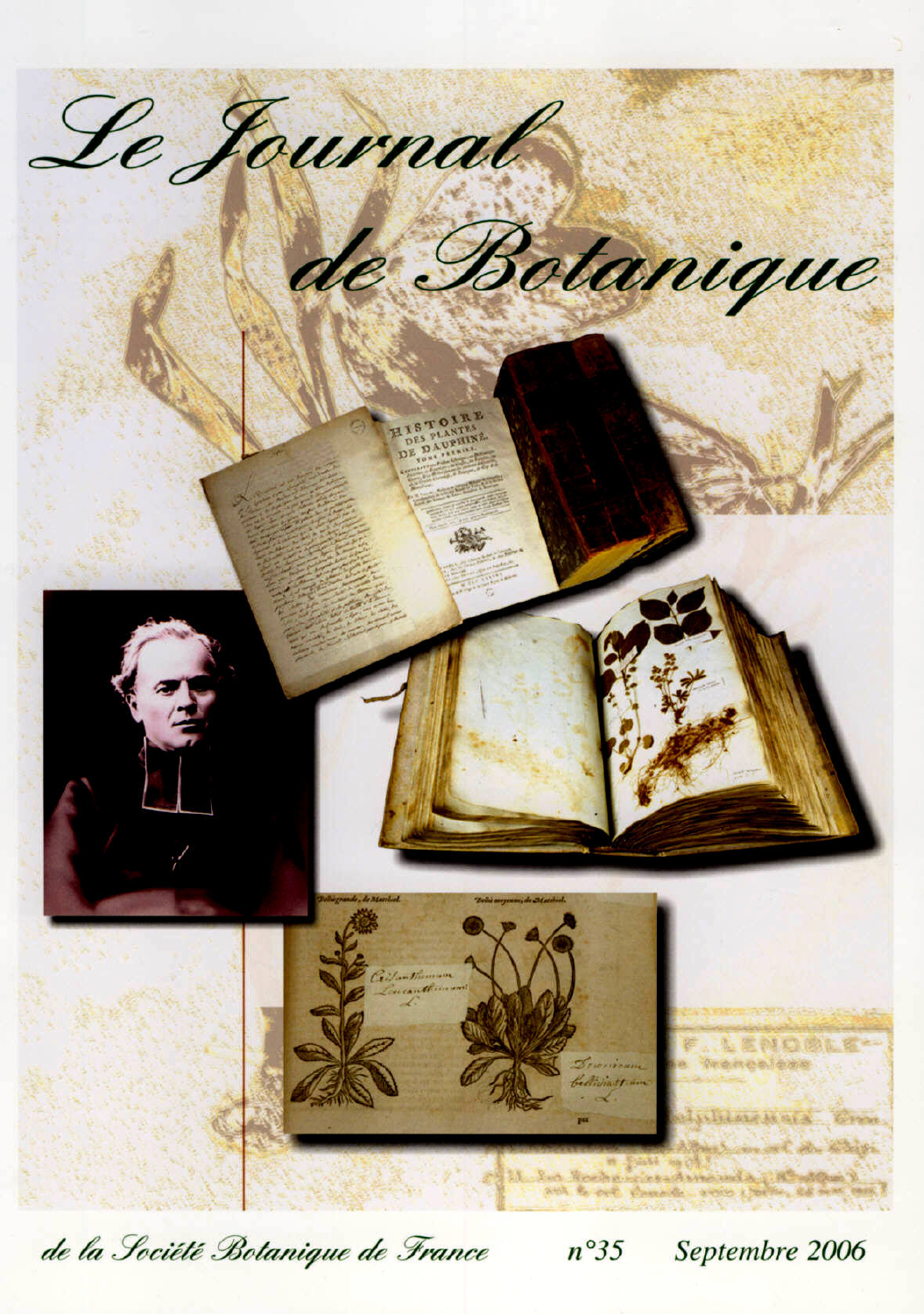# Le Journal de Botanique

de la Société Botanique de France

n°35 Septembre 2006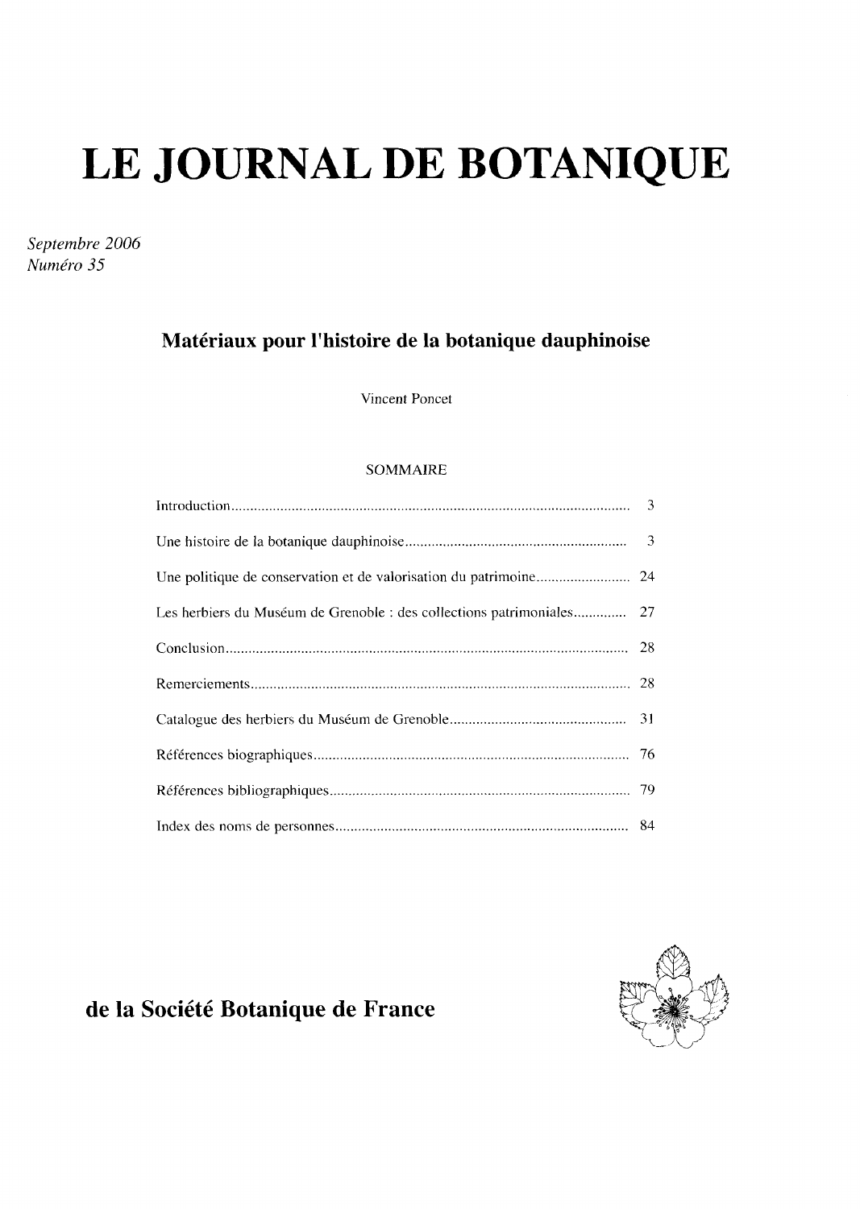# LE JOURNAL DE BOTANIQUE

*Septembre 2006*
*Numéro 35*

## Matériaux pour l'histoire de la botanique dauphinoise

Vincent Poncet

SOMMAIRE

| | |
|---|---|
| Introduction | 3 |
| Une histoire de la botanique dauphinoise | 3 |
| Une politique de conservation et de valorisation du patrimoine | 24 |
| Les herbiers du Muséum de Grenoble : des collections patrimoniales | 27 |
| Conclusion | 28 |
| Remerciements | 28 |
| Catalogue des herbiers du Muséum de Grenoble | 31 |
| Références biographiques | 76 |
| Références bibliographiques | 79 |
| Index des noms de personnes | 84 |

**de la Société Botanique de France**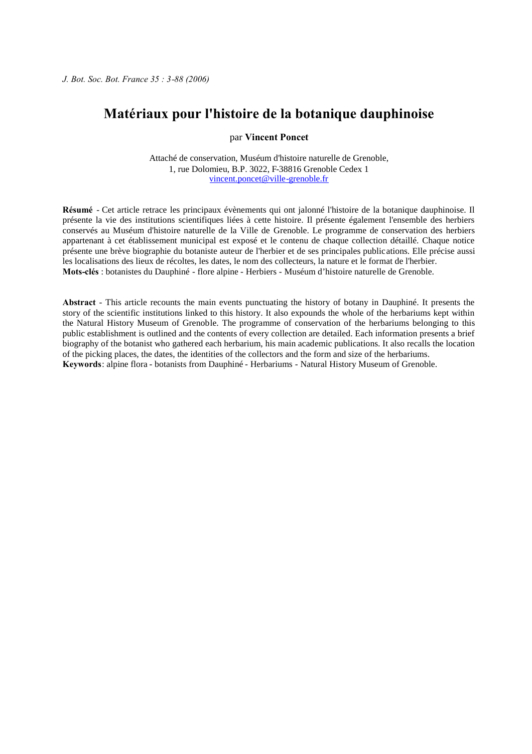*J. Bot. Soc. Bot. France 35 : 3-88 (2006)*

# Matériaux pour l'histoire de la botanique dauphinoise

par **Vincent Poncet**

Attaché de conservation, Muséum d'histoire naturelle de Grenoble,
1, rue Dolomieu, B.P. 3022, F-38816 Grenoble Cedex 1
vincent.poncet@ville-grenoble.fr

**Résumé** - Cet article retrace les principaux évènements qui ont jalonné l'histoire de la botanique dauphinoise. Il présente la vie des institutions scientifiques liées à cette histoire. Il présente également l'ensemble des herbiers conservés au Muséum d'histoire naturelle de la Ville de Grenoble. Le programme de conservation des herbiers appartenant à cet établissement municipal est exposé et le contenu de chaque collection détaillé. Chaque notice présente une brève biographie du botaniste auteur de l'herbier et de ses principales publications. Elle précise aussi les localisations des lieux de récoltes, les dates, le nom des collecteurs, la nature et le format de l'herbier.
**Mots-clés** : botanistes du Dauphiné - flore alpine - Herbiers - Muséum d'histoire naturelle de Grenoble.

**Abstract** - This article recounts the main events punctuating the history of botany in Dauphiné. It presents the story of the scientific institutions linked to this history. It also expounds the whole of the herbariums kept within the Natural History Museum of Grenoble. The programme of conservation of the herbariums belonging to this public establishment is outlined and the contents of every collection are detailed. Each information presents a brief biography of the botanist who gathered each herbarium, his main academic publications. It also recalls the location of the picking places, the dates, the identities of the collectors and the form and size of the herbariums.
**Keywords**: alpine flora - botanists from Dauphiné - Herbariums - Natural History Museum of Grenoble.